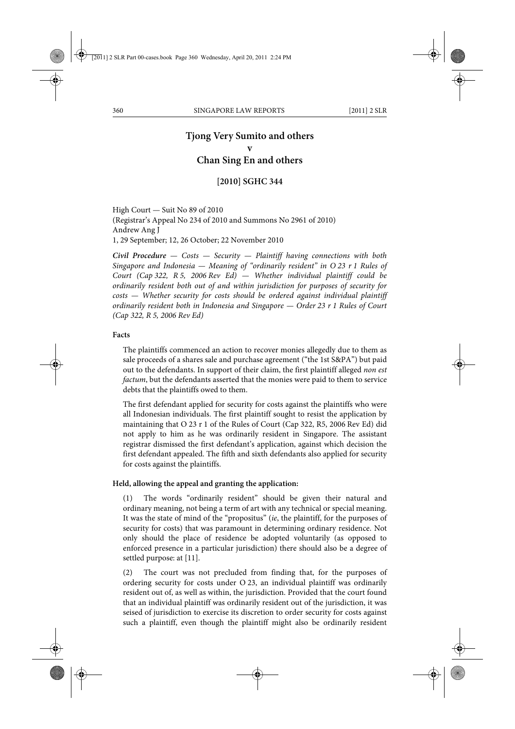# Tjong Very Sumito and others
# v
# Chan Sing En and others

## [2010] SGHC 344

High Court — Suit No 89 of 2010
(Registrar's Appeal No 234 of 2010 and Summons No 2961 of 2010)
Andrew Ang J
1, 29 September; 12, 26 October; 22 November 2010

***Civil Procedure** — Costs — Security — Plaintiff having connections with both Singapore and Indonesia — Meaning of "ordinarily resident" in O 23 r 1 Rules of Court (Cap 322, R 5, 2006 Rev Ed) — Whether individual plaintiff could be ordinarily resident both out of and within jurisdiction for purposes of security for costs — Whether security for costs should be ordered against individual plaintiff ordinarily resident both in Indonesia and Singapore — Order 23 r 1 Rules of Court (Cap 322, R 5, 2006 Rev Ed)*

**Facts**

The plaintiffs commenced an action to recover monies allegedly due to them as sale proceeds of a shares sale and purchase agreement ("the 1st S&PA") but paid out to the defendants. In support of their claim, the first plaintiff alleged *non est factum*, but the defendants asserted that the monies were paid to them to service debts that the plaintiffs owed to them.

The first defendant applied for security for costs against the plaintiffs who were all Indonesian individuals. The first plaintiff sought to resist the application by maintaining that O 23 r 1 of the Rules of Court (Cap 322, R5, 2006 Rev Ed) did not apply to him as he was ordinarily resident in Singapore. The assistant registrar dismissed the first defendant's application, against which decision the first defendant appealed. The fifth and sixth defendants also applied for security for costs against the plaintiffs.

**Held, allowing the appeal and granting the application:**

(1) The words "ordinarily resident" should be given their natural and ordinary meaning, not being a term of art with any technical or special meaning. It was the state of mind of the "propositus" (*ie*, the plaintiff, for the purposes of security for costs) that was paramount in determining ordinary residence. Not only should the place of residence be adopted voluntarily (as opposed to enforced presence in a particular jurisdiction) there should also be a degree of settled purpose: at [11].

(2) The court was not precluded from finding that, for the purposes of ordering security for costs under O 23, an individual plaintiff was ordinarily resident out of, as well as within, the jurisdiction. Provided that the court found that an individual plaintiff was ordinarily resident out of the jurisdiction, it was seised of jurisdiction to exercise its discretion to order security for costs against such a plaintiff, even though the plaintiff might also be ordinarily resident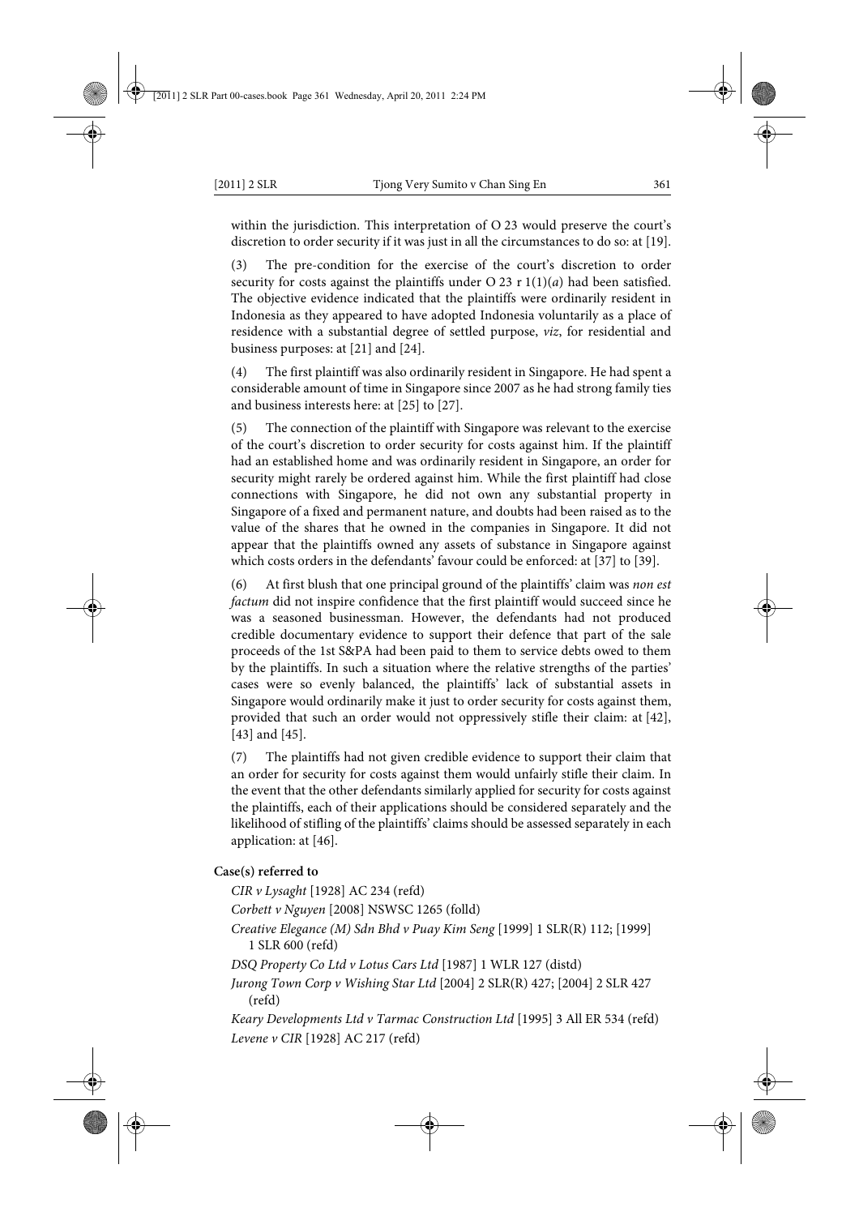within the jurisdiction. This interpretation of O 23 would preserve the court's discretion to order security if it was just in all the circumstances to do so: at [19].

(3) The pre-condition for the exercise of the court's discretion to order security for costs against the plaintiffs under O 23 r 1(1)(*a*) had been satisfied. The objective evidence indicated that the plaintiffs were ordinarily resident in Indonesia as they appeared to have adopted Indonesia voluntarily as a place of residence with a substantial degree of settled purpose, *viz*, for residential and business purposes: at [21] and [24].

(4) The first plaintiff was also ordinarily resident in Singapore. He had spent a considerable amount of time in Singapore since 2007 as he had strong family ties and business interests here: at [25] to [27].

(5) The connection of the plaintiff with Singapore was relevant to the exercise of the court's discretion to order security for costs against him. If the plaintiff had an established home and was ordinarily resident in Singapore, an order for security might rarely be ordered against him. While the first plaintiff had close connections with Singapore, he did not own any substantial property in Singapore of a fixed and permanent nature, and doubts had been raised as to the value of the shares that he owned in the companies in Singapore. It did not appear that the plaintiffs owned any assets of substance in Singapore against which costs orders in the defendants' favour could be enforced: at [37] to [39].

(6) At first blush that one principal ground of the plaintiffs' claim was *non est factum* did not inspire confidence that the first plaintiff would succeed since he was a seasoned businessman. However, the defendants had not produced credible documentary evidence to support their defence that part of the sale proceeds of the 1st S&PA had been paid to them to service debts owed to them by the plaintiffs. In such a situation where the relative strengths of the parties' cases were so evenly balanced, the plaintiffs' lack of substantial assets in Singapore would ordinarily make it just to order security for costs against them, provided that such an order would not oppressively stifle their claim: at [42], [43] and [45].

(7) The plaintiffs had not given credible evidence to support their claim that an order for security for costs against them would unfairly stifle their claim. In the event that the other defendants similarly applied for security for costs against the plaintiffs, each of their applications should be considered separately and the likelihood of stifling of the plaintiffs' claims should be assessed separately in each application: at [46].

**Case(s) referred to**

*CIR v Lysaght* [1928] AC 234 (refd)

*Corbett v Nguyen* [2008] NSWSC 1265 (folld)

*Creative Elegance (M) Sdn Bhd v Puay Kim Seng* [1999] 1 SLR(R) 112; [1999] 1 SLR 600 (refd)

*DSQ Property Co Ltd v Lotus Cars Ltd* [1987] 1 WLR 127 (distd)

*Jurong Town Corp v Wishing Star Ltd* [2004] 2 SLR(R) 427; [2004] 2 SLR 427 (refd)

*Keary Developments Ltd v Tarmac Construction Ltd* [1995] 3 All ER 534 (refd)

*Levene v CIR* [1928] AC 217 (refd)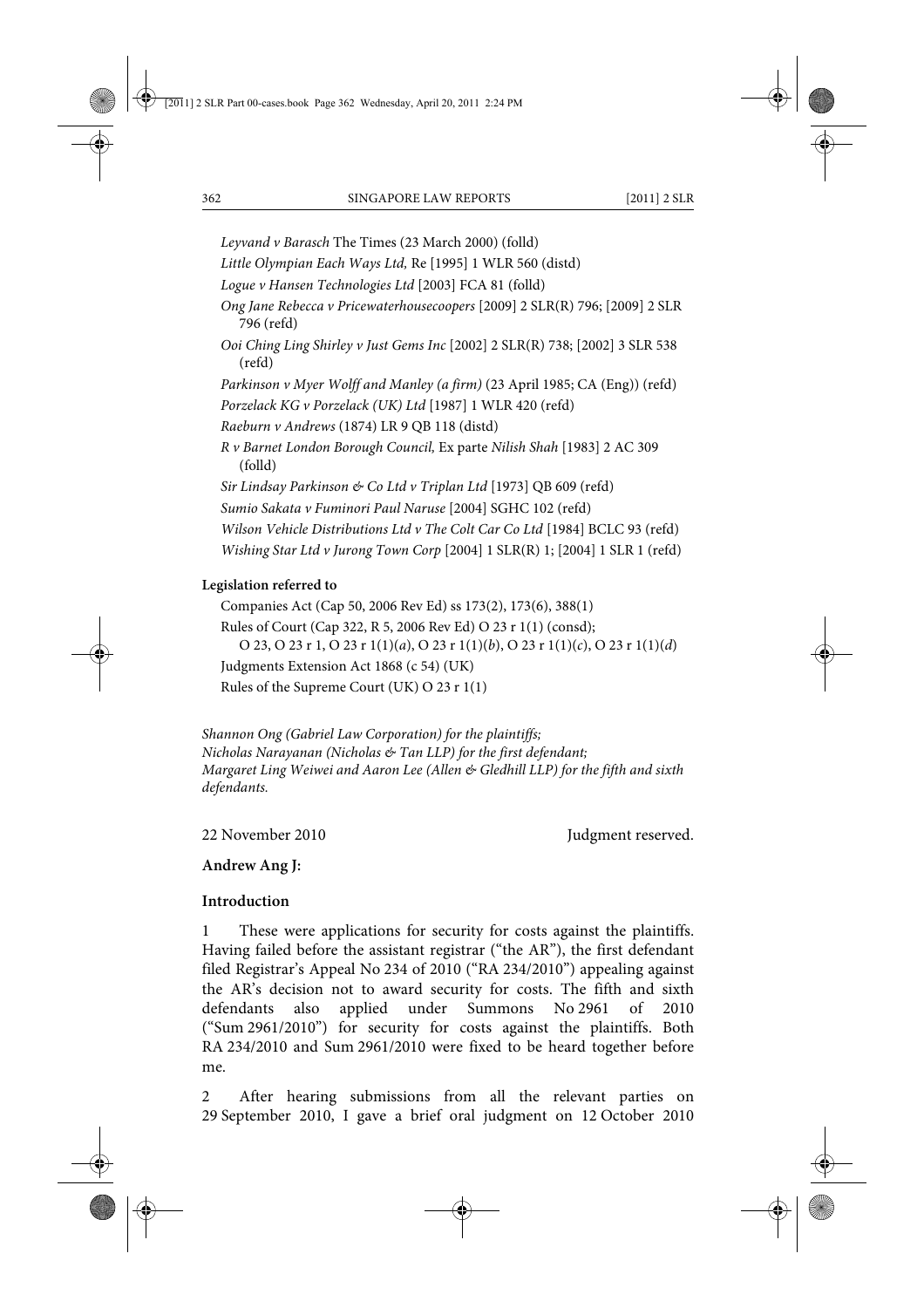*Leyvand v Barasch* The Times (23 March 2000) (folld)

*Little Olympian Each Ways Ltd,* Re [1995] 1 WLR 560 (distd)

*Logue v Hansen Technologies Ltd* [2003] FCA 81 (folld)

*Ong Jane Rebecca v Pricewaterhousecoopers* [2009] 2 SLR(R) 796; [2009] 2 SLR 796 (refd)

*Ooi Ching Ling Shirley v Just Gems Inc* [2002] 2 SLR(R) 738; [2002] 3 SLR 538 (refd)

*Parkinson v Myer Wolff and Manley (a firm)* (23 April 1985; CA (Eng)) (refd)

*Porzelack KG v Porzelack (UK) Ltd* [1987] 1 WLR 420 (refd)

*Raeburn v Andrews* (1874) LR 9 QB 118 (distd)

*R v Barnet London Borough Council,* Ex parte *Nilish Shah* [1983] 2 AC 309 (folld)

*Sir Lindsay Parkinson & Co Ltd v Triplan Ltd* [1973] QB 609 (refd)

*Sumio Sakata v Fuminori Paul Naruse* [2004] SGHC 102 (refd)

*Wilson Vehicle Distributions Ltd v The Colt Car Co Ltd* [1984] BCLC 93 (refd)

*Wishing Star Ltd v Jurong Town Corp* [2004] 1 SLR(R) 1; [2004] 1 SLR 1 (refd)

**Legislation referred to**

Companies Act (Cap 50, 2006 Rev Ed) ss 173(2), 173(6), 388(1)

Rules of Court (Cap 322, R 5, 2006 Rev Ed) O 23 r 1(1) (consd); O 23, O 23 r 1, O 23 r 1(1)(*a*), O 23 r 1(1)(*b*), O 23 r 1(1)(*c*), O 23 r 1(1)(*d*)

Judgments Extension Act 1868 (c 54) (UK)

Rules of the Supreme Court (UK) O 23 r 1(1)

*Shannon Ong (Gabriel Law Corporation) for the plaintiffs;*
*Nicholas Narayanan (Nicholas & Tan LLP) for the first defendant;*
*Margaret Ling Weiwei and Aaron Lee (Allen & Gledhill LLP) for the fifth and sixth defendants.*

22 November 2010 Judgment reserved.

**Andrew Ang J:**

**Introduction**

1 These were applications for security for costs against the plaintiffs. Having failed before the assistant registrar ("the AR"), the first defendant filed Registrar's Appeal No 234 of 2010 ("RA 234/2010") appealing against the AR's decision not to award security for costs. The fifth and sixth defendants also applied under Summons No 2961 of 2010 ("Sum 2961/2010") for security for costs against the plaintiffs. Both RA 234/2010 and Sum 2961/2010 were fixed to be heard together before me.

2 After hearing submissions from all the relevant parties on 29 September 2010, I gave a brief oral judgment on 12 October 2010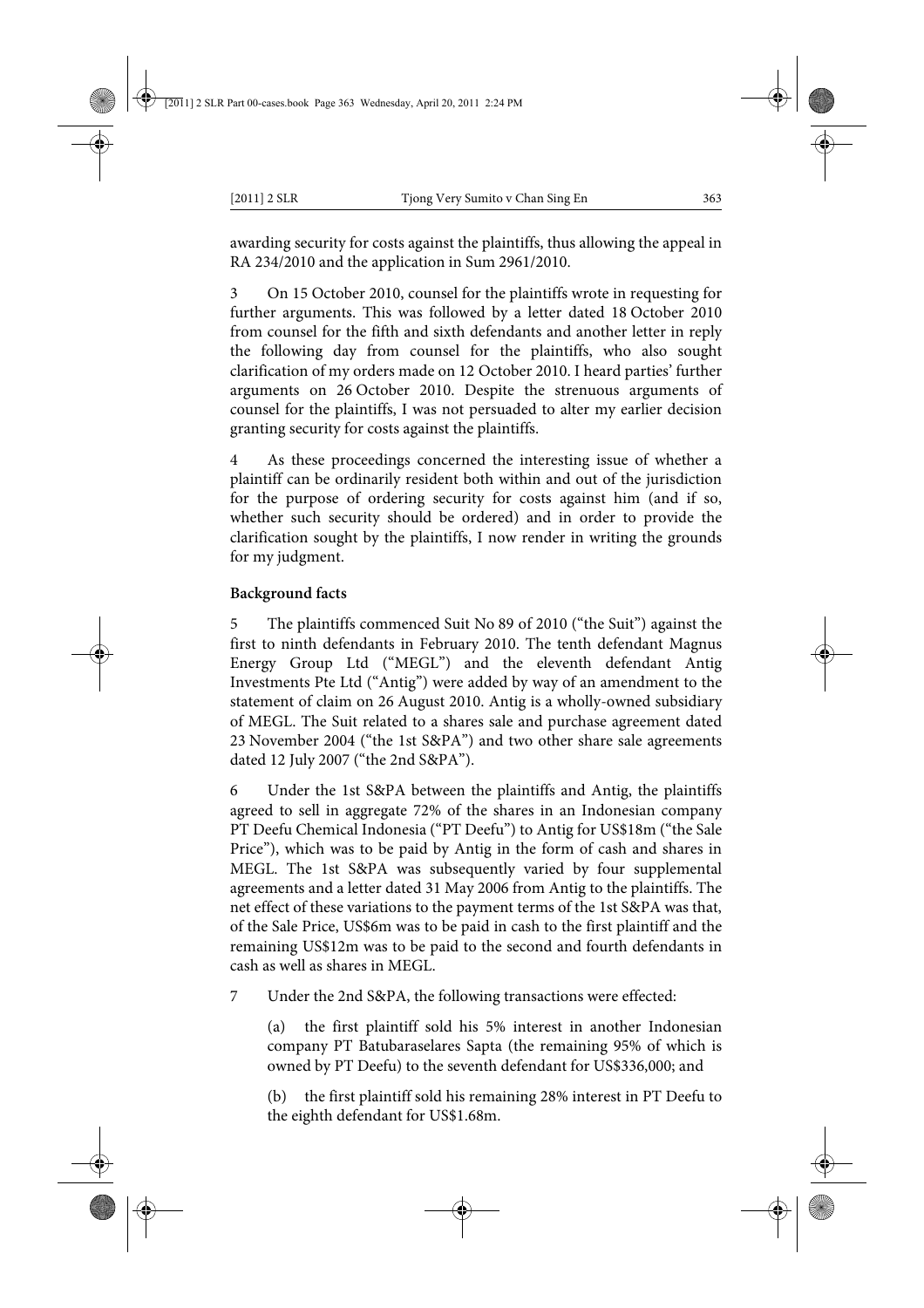awarding security for costs against the plaintiffs, thus allowing the appeal in RA 234/2010 and the application in Sum 2961/2010.

3 On 15 October 2010, counsel for the plaintiffs wrote in requesting for further arguments. This was followed by a letter dated 18 October 2010 from counsel for the fifth and sixth defendants and another letter in reply the following day from counsel for the plaintiffs, who also sought clarification of my orders made on 12 October 2010. I heard parties' further arguments on 26 October 2010. Despite the strenuous arguments of counsel for the plaintiffs, I was not persuaded to alter my earlier decision granting security for costs against the plaintiffs.

4 As these proceedings concerned the interesting issue of whether a plaintiff can be ordinarily resident both within and out of the jurisdiction for the purpose of ordering security for costs against him (and if so, whether such security should be ordered) and in order to provide the clarification sought by the plaintiffs, I now render in writing the grounds for my judgment.

**Background facts**

5 The plaintiffs commenced Suit No 89 of 2010 ("the Suit") against the first to ninth defendants in February 2010. The tenth defendant Magnus Energy Group Ltd ("MEGL") and the eleventh defendant Antig Investments Pte Ltd ("Antig") were added by way of an amendment to the statement of claim on 26 August 2010. Antig is a wholly-owned subsidiary of MEGL. The Suit related to a shares sale and purchase agreement dated 23 November 2004 ("the 1st S&PA") and two other share sale agreements dated 12 July 2007 ("the 2nd S&PA").

6 Under the 1st S&PA between the plaintiffs and Antig, the plaintiffs agreed to sell in aggregate 72% of the shares in an Indonesian company PT Deefu Chemical Indonesia ("PT Deefu") to Antig for US$18m ("the Sale Price"), which was to be paid by Antig in the form of cash and shares in MEGL. The 1st S&PA was subsequently varied by four supplemental agreements and a letter dated 31 May 2006 from Antig to the plaintiffs. The net effect of these variations to the payment terms of the 1st S&PA was that, of the Sale Price, US$6m was to be paid in cash to the first plaintiff and the remaining US$12m was to be paid to the second and fourth defendants in cash as well as shares in MEGL.

7 Under the 2nd S&PA, the following transactions were effected:

(a) the first plaintiff sold his 5% interest in another Indonesian company PT Batubaraselares Sapta (the remaining 95% of which is owned by PT Deefu) to the seventh defendant for US$336,000; and

(b) the first plaintiff sold his remaining 28% interest in PT Deefu to the eighth defendant for US$1.68m.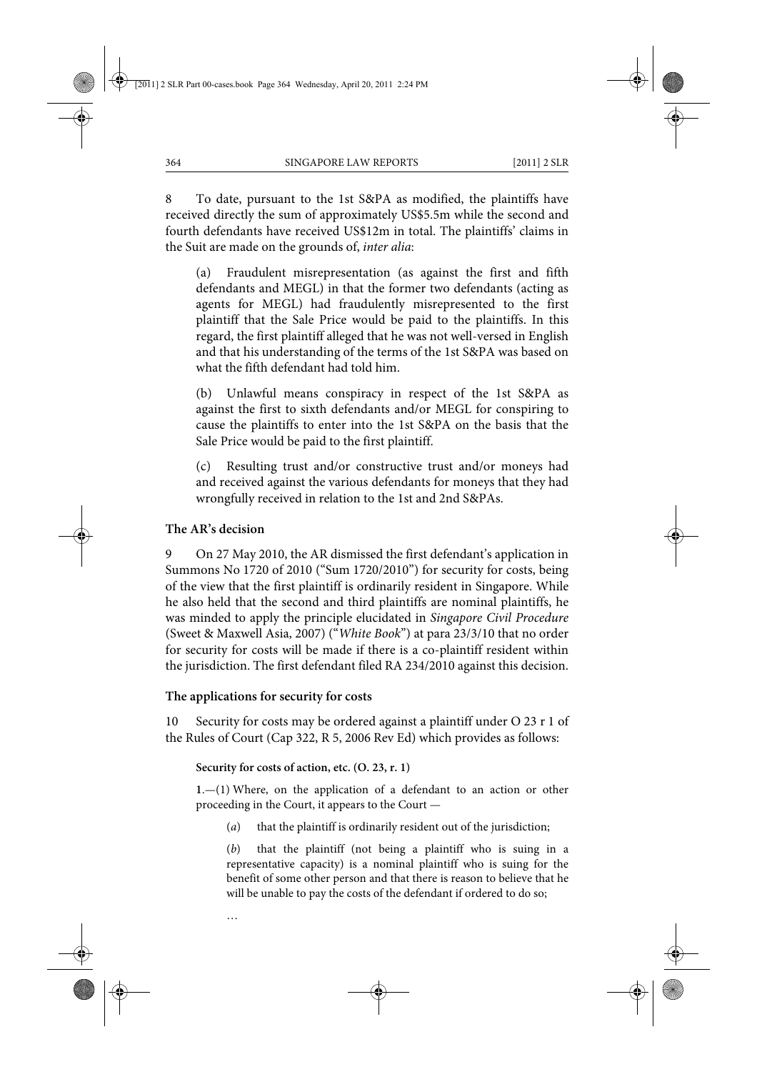8 To date, pursuant to the 1st S&PA as modified, the plaintiffs have received directly the sum of approximately US$5.5m while the second and fourth defendants have received US$12m in total. The plaintiffs' claims in the Suit are made on the grounds of, *inter alia*:

> (a) Fraudulent misrepresentation (as against the first and fifth defendants and MEGL) in that the former two defendants (acting as agents for MEGL) had fraudulently misrepresented to the first plaintiff that the Sale Price would be paid to the plaintiffs. In this regard, the first plaintiff alleged that he was not well-versed in English and that his understanding of the terms of the 1st S&PA was based on what the fifth defendant had told him.
>
> (b) Unlawful means conspiracy in respect of the 1st S&PA as against the first to sixth defendants and/or MEGL for conspiring to cause the plaintiffs to enter into the 1st S&PA on the basis that the Sale Price would be paid to the first plaintiff.
>
> (c) Resulting trust and/or constructive trust and/or moneys had and received against the various defendants for moneys that they had wrongfully received in relation to the 1st and 2nd S&PAs.

### The AR's decision

9 On 27 May 2010, the AR dismissed the first defendant's application in Summons No 1720 of 2010 ("Sum 1720/2010") for security for costs, being of the view that the first plaintiff is ordinarily resident in Singapore. While he also held that the second and third plaintiffs are nominal plaintiffs, he was minded to apply the principle elucidated in *Singapore Civil Procedure* (Sweet & Maxwell Asia, 2007) ("*White Book*") at para 23/3/10 that no order for security for costs will be made if there is a co-plaintiff resident within the jurisdiction. The first defendant filed RA 234/2010 against this decision.

### The applications for security for costs

10 Security for costs may be ordered against a plaintiff under O 23 r 1 of the Rules of Court (Cap 322, R 5, 2006 Rev Ed) which provides as follows:

> **Security for costs of action, etc. (O. 23, r. 1)**
>
> **1.**—(1) Where, on the application of a defendant to an action or other proceeding in the Court, it appears to the Court —
>
> > (*a*) that the plaintiff is ordinarily resident out of the jurisdiction;
> >
> > (*b*) that the plaintiff (not being a plaintiff who is suing in a representative capacity) is a nominal plaintiff who is suing for the benefit of some other person and that there is reason to believe that he will be unable to pay the costs of the defendant if ordered to do so;
>
> …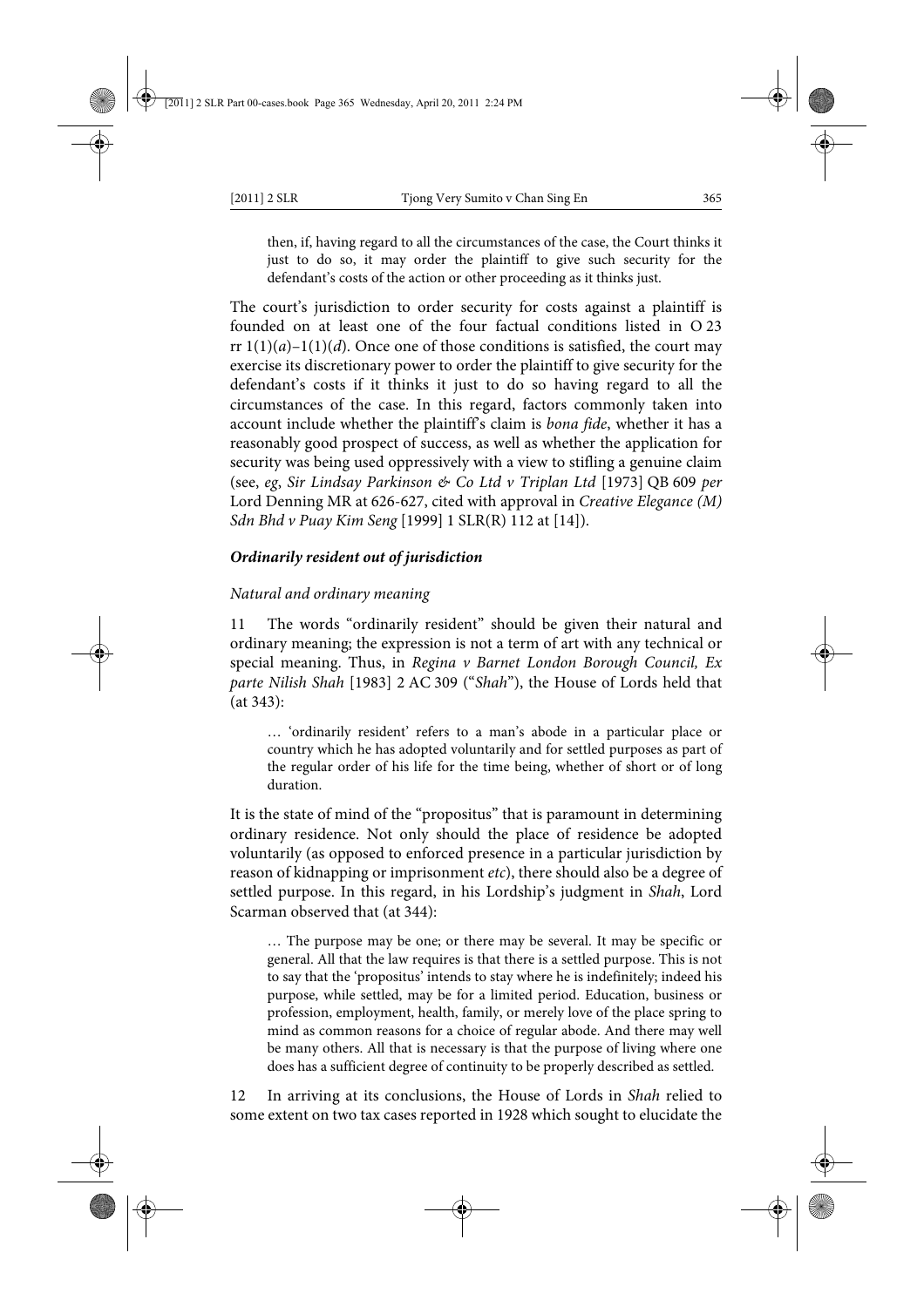> then, if, having regard to all the circumstances of the case, the Court thinks it just to do so, it may order the plaintiff to give such security for the defendant's costs of the action or other proceeding as it thinks just.

The court's jurisdiction to order security for costs against a plaintiff is founded on at least one of the four factual conditions listed in O 23 rr 1(1)(*a*)–1(1)(*d*). Once one of those conditions is satisfied, the court may exercise its discretionary power to order the plaintiff to give security for the defendant's costs if it thinks it just to do so having regard to all the circumstances of the case. In this regard, factors commonly taken into account include whether the plaintiff's claim is *bona fide*, whether it has a reasonably good prospect of success, as well as whether the application for security was being used oppressively with a view to stifling a genuine claim (see, *eg*, *Sir Lindsay Parkinson & Co Ltd v Triplan Ltd* [1973] QB 609 *per* Lord Denning MR at 626-627, cited with approval in *Creative Elegance (M) Sdn Bhd v Puay Kim Seng* [1999] 1 SLR(R) 112 at [14]).

### ***Ordinarily resident out of jurisdiction***

#### *Natural and ordinary meaning*

11 The words "ordinarily resident" should be given their natural and ordinary meaning; the expression is not a term of art with any technical or special meaning. Thus, in *Regina v Barnet London Borough Council, Ex parte Nilish Shah* [1983] 2 AC 309 ("*Shah*"), the House of Lords held that (at 343):

> … 'ordinarily resident' refers to a man's abode in a particular place or country which he has adopted voluntarily and for settled purposes as part of the regular order of his life for the time being, whether of short or of long duration.

It is the state of mind of the "propositus" that is paramount in determining ordinary residence. Not only should the place of residence be adopted voluntarily (as opposed to enforced presence in a particular jurisdiction by reason of kidnapping or imprisonment *etc*), there should also be a degree of settled purpose. In this regard, in his Lordship's judgment in *Shah*, Lord Scarman observed that (at 344):

> … The purpose may be one; or there may be several. It may be specific or general. All that the law requires is that there is a settled purpose. This is not to say that the 'propositus' intends to stay where he is indefinitely; indeed his purpose, while settled, may be for a limited period. Education, business or profession, employment, health, family, or merely love of the place spring to mind as common reasons for a choice of regular abode. And there may well be many others. All that is necessary is that the purpose of living where one does has a sufficient degree of continuity to be properly described as settled.

12 In arriving at its conclusions, the House of Lords in *Shah* relied to some extent on two tax cases reported in 1928 which sought to elucidate the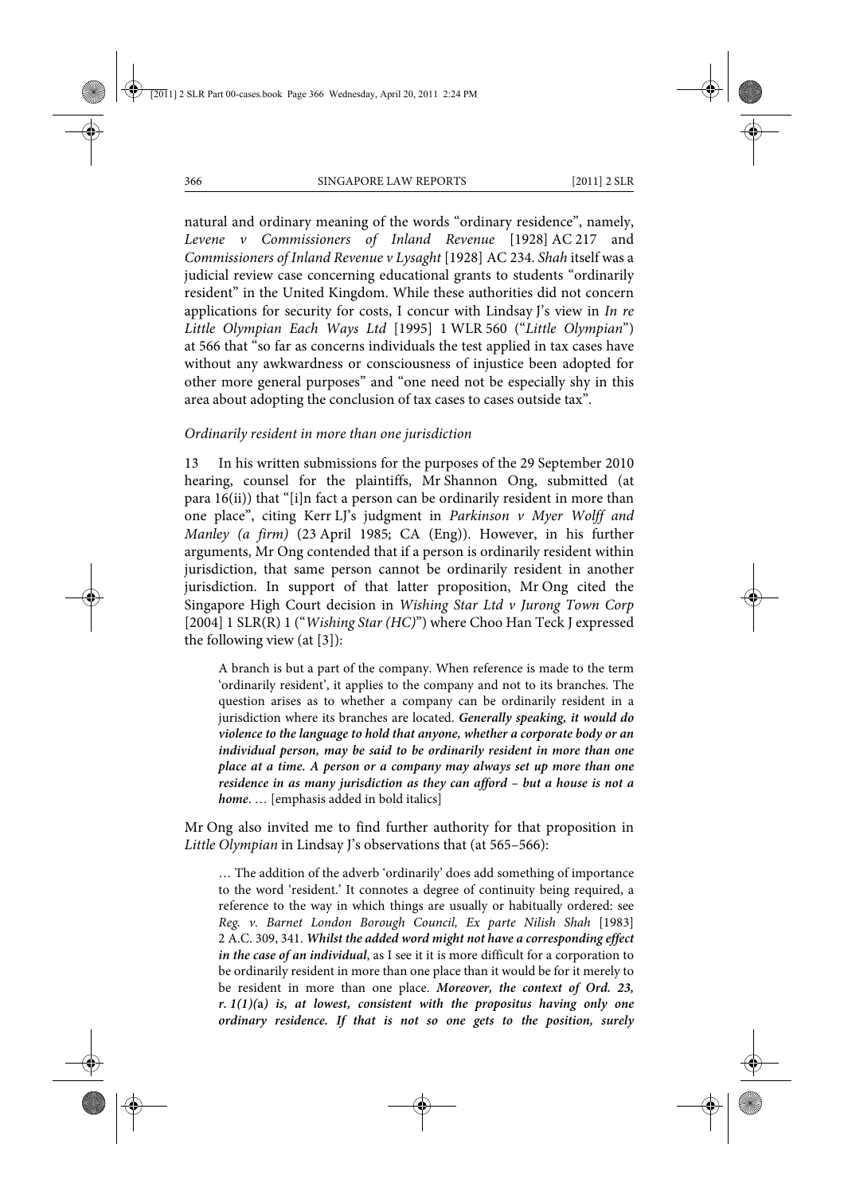natural and ordinary meaning of the words "ordinary residence", namely, *Levene v Commissioners of Inland Revenue* [1928] AC 217 and *Commissioners of Inland Revenue v Lysaght* [1928] AC 234. *Shah* itself was a judicial review case concerning educational grants to students "ordinarily resident" in the United Kingdom. While these authorities did not concern applications for security for costs, I concur with Lindsay J's view in *In re Little Olympian Each Ways Ltd* [1995] 1 WLR 560 ("*Little Olympian*") at 566 that "so far as concerns individuals the test applied in tax cases have without any awkwardness or consciousness of injustice been adopted for other more general purposes" and "one need not be especially shy in this area about adopting the conclusion of tax cases to cases outside tax".

*Ordinarily resident in more than one jurisdiction*

13 In his written submissions for the purposes of the 29 September 2010 hearing, counsel for the plaintiffs, Mr Shannon Ong, submitted (at para 16(ii)) that "[i]n fact a person can be ordinarily resident in more than one place", citing Kerr LJ's judgment in *Parkinson v Myer Wolff and Manley (a firm)* (23 April 1985; CA (Eng)). However, in his further arguments, Mr Ong contended that if a person is ordinarily resident within jurisdiction, that same person cannot be ordinarily resident in another jurisdiction. In support of that latter proposition, Mr Ong cited the Singapore High Court decision in *Wishing Star Ltd v Jurong Town Corp* [2004] 1 SLR(R) 1 ("*Wishing Star (HC)*") where Choo Han Teck J expressed the following view (at [3]):

> A branch is but a part of the company. When reference is made to the term 'ordinarily resident', it applies to the company and not to its branches. The question arises as to whether a company can be ordinarily resident in a jurisdiction where its branches are located. ***Generally speaking, it would do violence to the language to hold that anyone, whether a corporate body or an individual person, may be said to be ordinarily resident in more than one place at a time. A person or a company may always set up more than one residence in as many jurisdiction as they can afford – but a house is not a home***. … [emphasis added in bold italics]

Mr Ong also invited me to find further authority for that proposition in *Little Olympian* in Lindsay J's observations that (at 565–566):

> … The addition of the adverb 'ordinarily' does add something of importance to the word 'resident.' It connotes a degree of continuity being required, a reference to the way in which things are usually or habitually ordered: see *Reg. v. Barnet London Borough Council, Ex parte Nilish Shah* [1983] 2 A.C. 309, 341. ***Whilst the added word might not have a corresponding effect in the case of an individual***, as I see it it is more difficult for a corporation to be ordinarily resident in more than one place than it would be for it merely to be resident in more than one place. ***Moreover, the context of Ord. 23, r. 1(1)(a) is, at lowest, consistent with the propositus having only one ordinary residence. If that is not so one gets to the position, surely***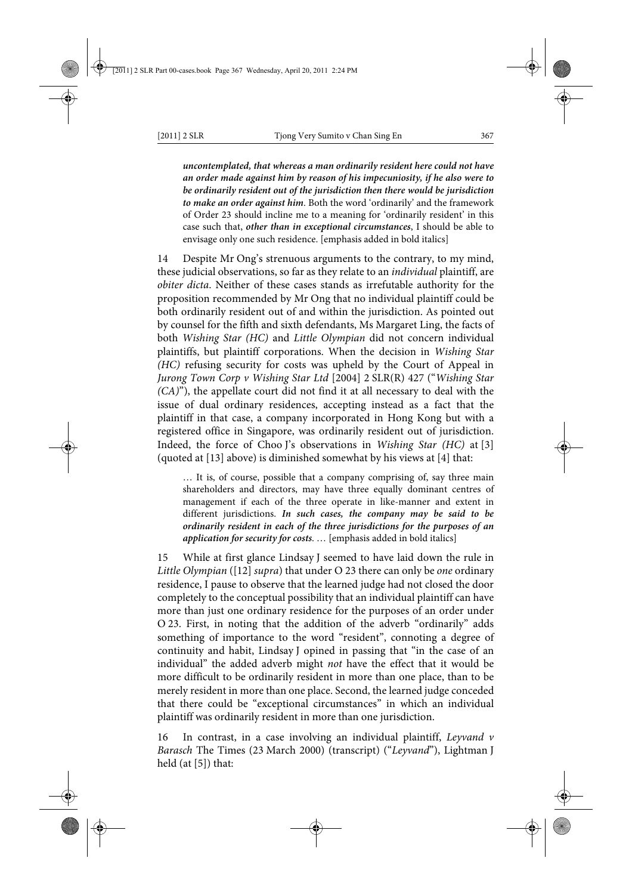> ***uncontemplated, that whereas a man ordinarily resident here could not have an order made against him by reason of his impecuniosity, if he also were to be ordinarily resident out of the jurisdiction then there would be jurisdiction to make an order against him***. Both the word 'ordinarily' and the framework of Order 23 should incline me to a meaning for 'ordinarily resident' in this case such that, ***other than in exceptional circumstances***, I should be able to envisage only one such residence. [emphasis added in bold italics]

14 Despite Mr Ong's strenuous arguments to the contrary, to my mind, these judicial observations, so far as they relate to an *individual* plaintiff, are *obiter dicta*. Neither of these cases stands as irrefutable authority for the proposition recommended by Mr Ong that no individual plaintiff could be both ordinarily resident out of and within the jurisdiction. As pointed out by counsel for the fifth and sixth defendants, Ms Margaret Ling, the facts of both *Wishing Star (HC)* and *Little Olympian* did not concern individual plaintiffs, but plaintiff corporations. When the decision in *Wishing Star (HC)* refusing security for costs was upheld by the Court of Appeal in *Jurong Town Corp v Wishing Star Ltd* [2004] 2 SLR(R) 427 ("*Wishing Star (CA)*"), the appellate court did not find it at all necessary to deal with the issue of dual ordinary residences, accepting instead as a fact that the plaintiff in that case, a company incorporated in Hong Kong but with a registered office in Singapore, was ordinarily resident out of jurisdiction. Indeed, the force of Choo J's observations in *Wishing Star (HC)* at [3] (quoted at [13] above) is diminished somewhat by his views at [4] that:

> … It is, of course, possible that a company comprising of, say three main shareholders and directors, may have three equally dominant centres of management if each of the three operate in like-manner and extent in different jurisdictions. ***In such cases, the company may be said to be ordinarily resident in each of the three jurisdictions for the purposes of an application for security for costs***. … [emphasis added in bold italics]

15 While at first glance Lindsay J seemed to have laid down the rule in *Little Olympian* ([12] *supra*) that under O 23 there can only be *one* ordinary residence, I pause to observe that the learned judge had not closed the door completely to the conceptual possibility that an individual plaintiff can have more than just one ordinary residence for the purposes of an order under O 23. First, in noting that the addition of the adverb "ordinarily" adds something of importance to the word "resident", connoting a degree of continuity and habit, Lindsay J opined in passing that "in the case of an individual" the added adverb might *not* have the effect that it would be more difficult to be ordinarily resident in more than one place, than to be merely resident in more than one place. Second, the learned judge conceded that there could be "exceptional circumstances" in which an individual plaintiff was ordinarily resident in more than one jurisdiction.

16 In contrast, in a case involving an individual plaintiff, *Leyvand v Barasch* The Times (23 March 2000) (transcript) ("*Leyvand*"), Lightman J held (at [5]) that: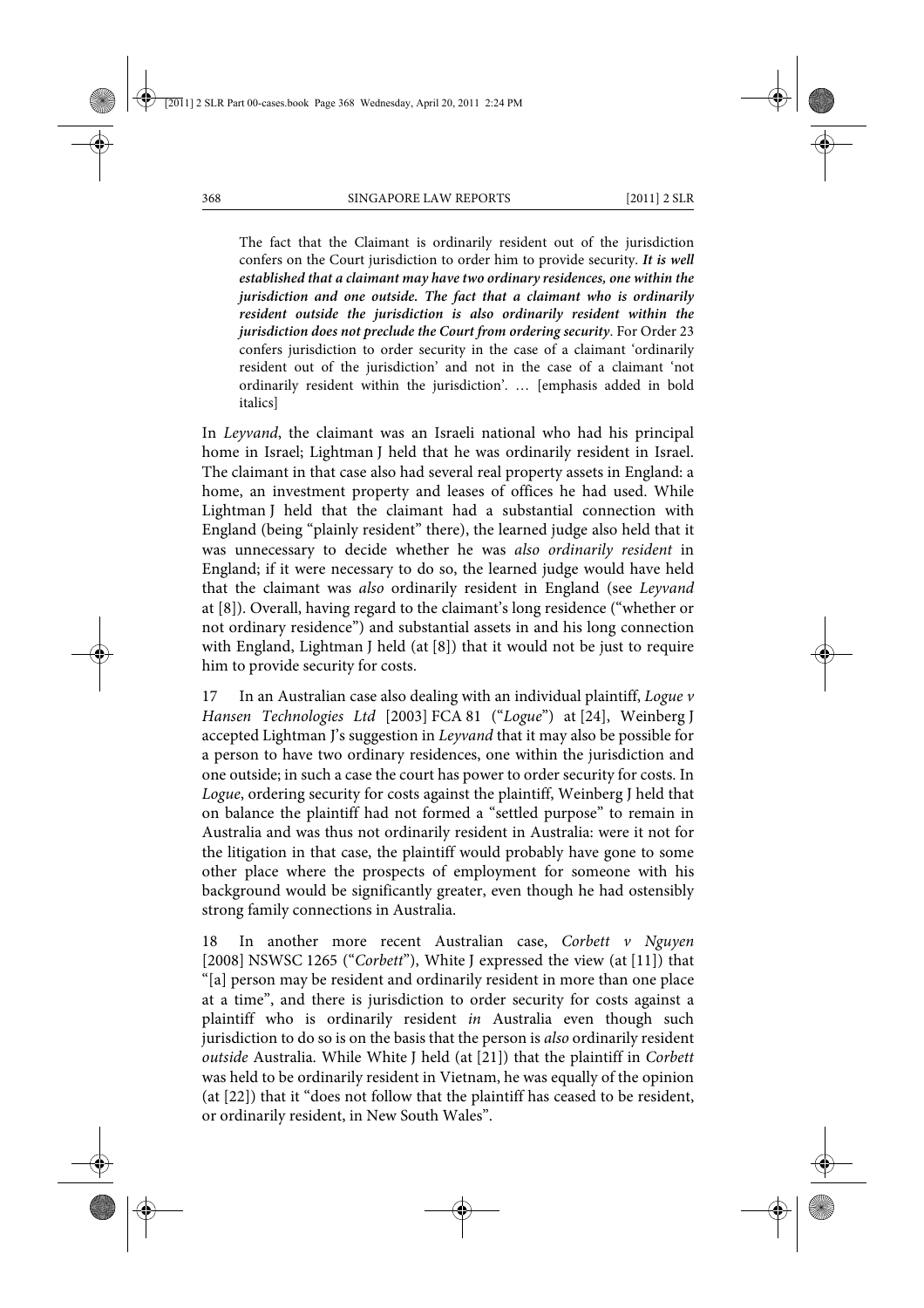> The fact that the Claimant is ordinarily resident out of the jurisdiction confers on the Court jurisdiction to order him to provide security. ***It is well established that a claimant may have two ordinary residences, one within the jurisdiction and one outside. The fact that a claimant who is ordinarily resident outside the jurisdiction is also ordinarily resident within the jurisdiction does not preclude the Court from ordering security***. For Order 23 confers jurisdiction to order security in the case of a claimant 'ordinarily resident out of the jurisdiction' and not in the case of a claimant 'not ordinarily resident within the jurisdiction'. … [emphasis added in bold italics]

In *Leyvand*, the claimant was an Israeli national who had his principal home in Israel; Lightman J held that he was ordinarily resident in Israel. The claimant in that case also had several real property assets in England: a home, an investment property and leases of offices he had used. While Lightman J held that the claimant had a substantial connection with England (being "plainly resident" there), the learned judge also held that it was unnecessary to decide whether he was *also ordinarily resident* in England; if it were necessary to do so, the learned judge would have held that the claimant was *also* ordinarily resident in England (see *Leyvand* at [8]). Overall, having regard to the claimant's long residence ("whether or not ordinary residence") and substantial assets in and his long connection with England, Lightman J held (at [8]) that it would not be just to require him to provide security for costs.

17 In an Australian case also dealing with an individual plaintiff, *Logue v Hansen Technologies Ltd* [2003] FCA 81 ("*Logue*") at [24], Weinberg J accepted Lightman J's suggestion in *Leyvand* that it may also be possible for a person to have two ordinary residences, one within the jurisdiction and one outside; in such a case the court has power to order security for costs. In *Logue*, ordering security for costs against the plaintiff, Weinberg J held that on balance the plaintiff had not formed a "settled purpose" to remain in Australia and was thus not ordinarily resident in Australia: were it not for the litigation in that case, the plaintiff would probably have gone to some other place where the prospects of employment for someone with his background would be significantly greater, even though he had ostensibly strong family connections in Australia.

18 In another more recent Australian case, *Corbett v Nguyen* [2008] NSWSC 1265 ("*Corbett*"), White J expressed the view (at [11]) that "[a] person may be resident and ordinarily resident in more than one place at a time", and there is jurisdiction to order security for costs against a plaintiff who is ordinarily resident *in* Australia even though such jurisdiction to do so is on the basis that the person is *also* ordinarily resident *outside* Australia. While White J held (at [21]) that the plaintiff in *Corbett* was held to be ordinarily resident in Vietnam, he was equally of the opinion (at [22]) that it "does not follow that the plaintiff has ceased to be resident, or ordinarily resident, in New South Wales".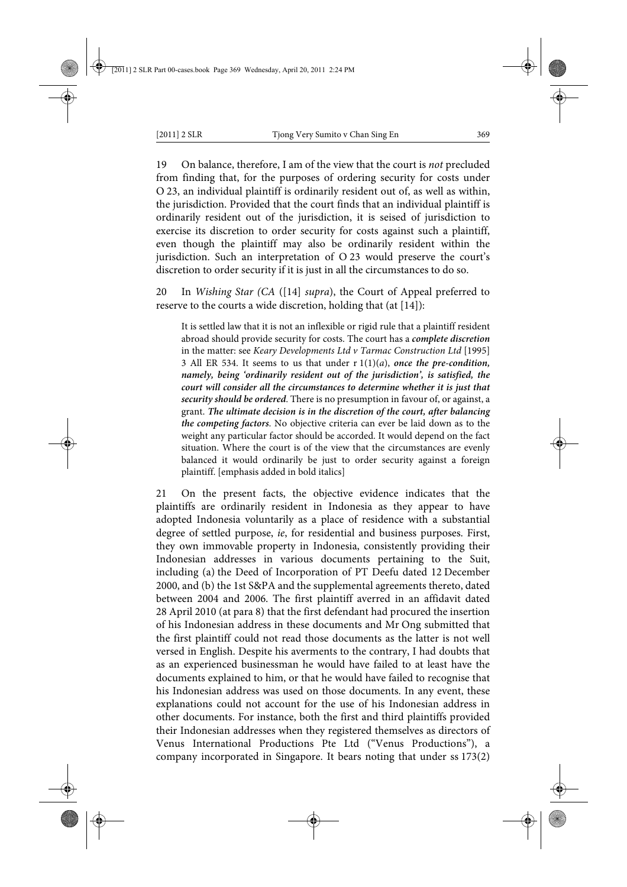19 On balance, therefore, I am of the view that the court is *not* precluded from finding that, for the purposes of ordering security for costs under O 23, an individual plaintiff is ordinarily resident out of, as well as within, the jurisdiction. Provided that the court finds that an individual plaintiff is ordinarily resident out of the jurisdiction, it is seised of jurisdiction to exercise its discretion to order security for costs against such a plaintiff, even though the plaintiff may also be ordinarily resident within the jurisdiction. Such an interpretation of O 23 would preserve the court's discretion to order security if it is just in all the circumstances to do so.

20 In *Wishing Star (CA* ([14] *supra*), the Court of Appeal preferred to reserve to the courts a wide discretion, holding that (at [14]):

> It is settled law that it is not an inflexible or rigid rule that a plaintiff resident abroad should provide security for costs. The court has a ***complete discretion*** in the matter: see *Keary Developments Ltd v Tarmac Construction Ltd* [1995] 3 All ER 534. It seems to us that under r 1(1)(*a*), ***once the pre-condition, namely, being 'ordinarily resident out of the jurisdiction', is satisfied, the court will consider all the circumstances to determine whether it is just that security should be ordered***. There is no presumption in favour of, or against, a grant. ***The ultimate decision is in the discretion of the court, after balancing the competing factors***. No objective criteria can ever be laid down as to the weight any particular factor should be accorded. It would depend on the fact situation. Where the court is of the view that the circumstances are evenly balanced it would ordinarily be just to order security against a foreign plaintiff. [emphasis added in bold italics]

21 On the present facts, the objective evidence indicates that the plaintiffs are ordinarily resident in Indonesia as they appear to have adopted Indonesia voluntarily as a place of residence with a substantial degree of settled purpose, *ie*, for residential and business purposes. First, they own immovable property in Indonesia, consistently providing their Indonesian addresses in various documents pertaining to the Suit, including (a) the Deed of Incorporation of PT Deefu dated 12 December 2000, and (b) the 1st S&PA and the supplemental agreements thereto, dated between 2004 and 2006. The first plaintiff averred in an affidavit dated 28 April 2010 (at para 8) that the first defendant had procured the insertion of his Indonesian address in these documents and Mr Ong submitted that the first plaintiff could not read those documents as the latter is not well versed in English. Despite his averments to the contrary, I had doubts that as an experienced businessman he would have failed to at least have the documents explained to him, or that he would have failed to recognise that his Indonesian address was used on those documents. In any event, these explanations could not account for the use of his Indonesian address in other documents. For instance, both the first and third plaintiffs provided their Indonesian addresses when they registered themselves as directors of Venus International Productions Pte Ltd ("Venus Productions"), a company incorporated in Singapore. It bears noting that under ss 173(2)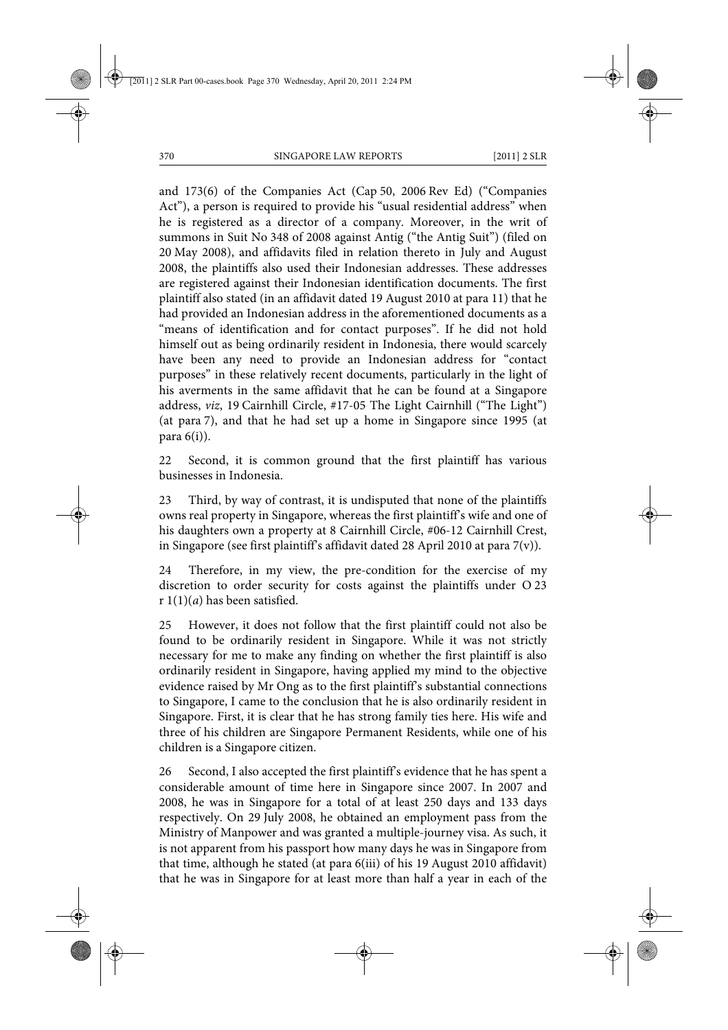and 173(6) of the Companies Act (Cap 50, 2006 Rev Ed) ("Companies Act"), a person is required to provide his "usual residential address" when he is registered as a director of a company. Moreover, in the writ of summons in Suit No 348 of 2008 against Antig ("the Antig Suit") (filed on 20 May 2008), and affidavits filed in relation thereto in July and August 2008, the plaintiffs also used their Indonesian addresses. These addresses are registered against their Indonesian identification documents. The first plaintiff also stated (in an affidavit dated 19 August 2010 at para 11) that he had provided an Indonesian address in the aforementioned documents as a "means of identification and for contact purposes". If he did not hold himself out as being ordinarily resident in Indonesia, there would scarcely have been any need to provide an Indonesian address for "contact purposes" in these relatively recent documents, particularly in the light of his averments in the same affidavit that he can be found at a Singapore address, *viz*, 19 Cairnhill Circle, #17-05 The Light Cairnhill ("The Light") (at para 7), and that he had set up a home in Singapore since 1995 (at para 6(i)).

22 Second, it is common ground that the first plaintiff has various businesses in Indonesia.

23 Third, by way of contrast, it is undisputed that none of the plaintiffs owns real property in Singapore, whereas the first plaintiff's wife and one of his daughters own a property at 8 Cairnhill Circle, #06-12 Cairnhill Crest, in Singapore (see first plaintiff's affidavit dated 28 April 2010 at para 7(v)).

24 Therefore, in my view, the pre-condition for the exercise of my discretion to order security for costs against the plaintiffs under O 23 r 1(1)(*a*) has been satisfied.

25 However, it does not follow that the first plaintiff could not also be found to be ordinarily resident in Singapore. While it was not strictly necessary for me to make any finding on whether the first plaintiff is also ordinarily resident in Singapore, having applied my mind to the objective evidence raised by Mr Ong as to the first plaintiff's substantial connections to Singapore, I came to the conclusion that he is also ordinarily resident in Singapore. First, it is clear that he has strong family ties here. His wife and three of his children are Singapore Permanent Residents, while one of his children is a Singapore citizen.

26 Second, I also accepted the first plaintiff's evidence that he has spent a considerable amount of time here in Singapore since 2007. In 2007 and 2008, he was in Singapore for a total of at least 250 days and 133 days respectively. On 29 July 2008, he obtained an employment pass from the Ministry of Manpower and was granted a multiple-journey visa. As such, it is not apparent from his passport how many days he was in Singapore from that time, although he stated (at para 6(iii) of his 19 August 2010 affidavit) that he was in Singapore for at least more than half a year in each of the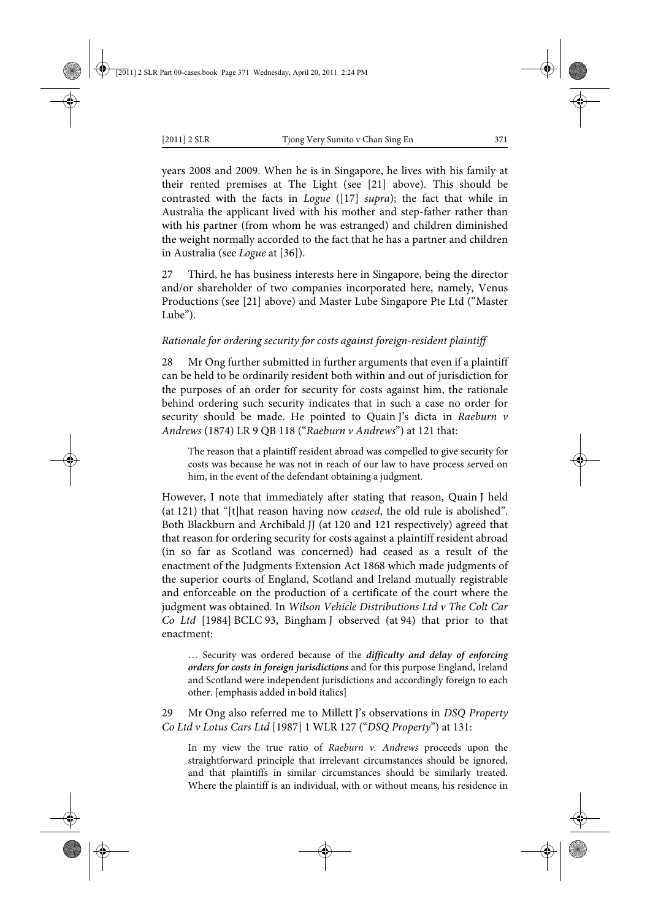years 2008 and 2009. When he is in Singapore, he lives with his family at their rented premises at The Light (see [21] above). This should be contrasted with the facts in *Logue* ([17] *supra*); the fact that while in Australia the applicant lived with his mother and step-father rather than with his partner (from whom he was estranged) and children diminished the weight normally accorded to the fact that he has a partner and children in Australia (see *Logue* at [36]).

27 Third, he has business interests here in Singapore, being the director and/or shareholder of two companies incorporated here, namely, Venus Productions (see [21] above) and Master Lube Singapore Pte Ltd ("Master Lube").

*Rationale for ordering security for costs against foreign-resident plaintiff*

28 Mr Ong further submitted in further arguments that even if a plaintiff can be held to be ordinarily resident both within and out of jurisdiction for the purposes of an order for security for costs against him, the rationale behind ordering such security indicates that in such a case no order for security should be made. He pointed to Quain J's dicta in *Raeburn v Andrews* (1874) LR 9 QB 118 ("*Raeburn v Andrews*") at 121 that:

> The reason that a plaintiff resident abroad was compelled to give security for costs was because he was not in reach of our law to have process served on him, in the event of the defendant obtaining a judgment.

However, I note that immediately after stating that reason, Quain J held (at 121) that "[t]hat reason having now *ceased*, the old rule is abolished". Both Blackburn and Archibald JJ (at 120 and 121 respectively) agreed that that reason for ordering security for costs against a plaintiff resident abroad (in so far as Scotland was concerned) had ceased as a result of the enactment of the Judgments Extension Act 1868 which made judgments of the superior courts of England, Scotland and Ireland mutually registrable and enforceable on the production of a certificate of the court where the judgment was obtained. In *Wilson Vehicle Distributions Ltd v The Colt Car Co Ltd* [1984] BCLC 93, Bingham J observed (at 94) that prior to that enactment:

> … Security was ordered because of the ***difficulty and delay of enforcing orders for costs in foreign jurisdictions*** and for this purpose England, Ireland and Scotland were independent jurisdictions and accordingly foreign to each other. [emphasis added in bold italics]

29 Mr Ong also referred me to Millett J's observations in *DSQ Property Co Ltd v Lotus Cars Ltd* [1987] 1 WLR 127 ("*DSQ Property*") at 131:

> In my view the true ratio of *Raeburn v. Andrews* proceeds upon the straightforward principle that irrelevant circumstances should be ignored, and that plaintiffs in similar circumstances should be similarly treated. Where the plaintiff is an individual, with or without means, his residence in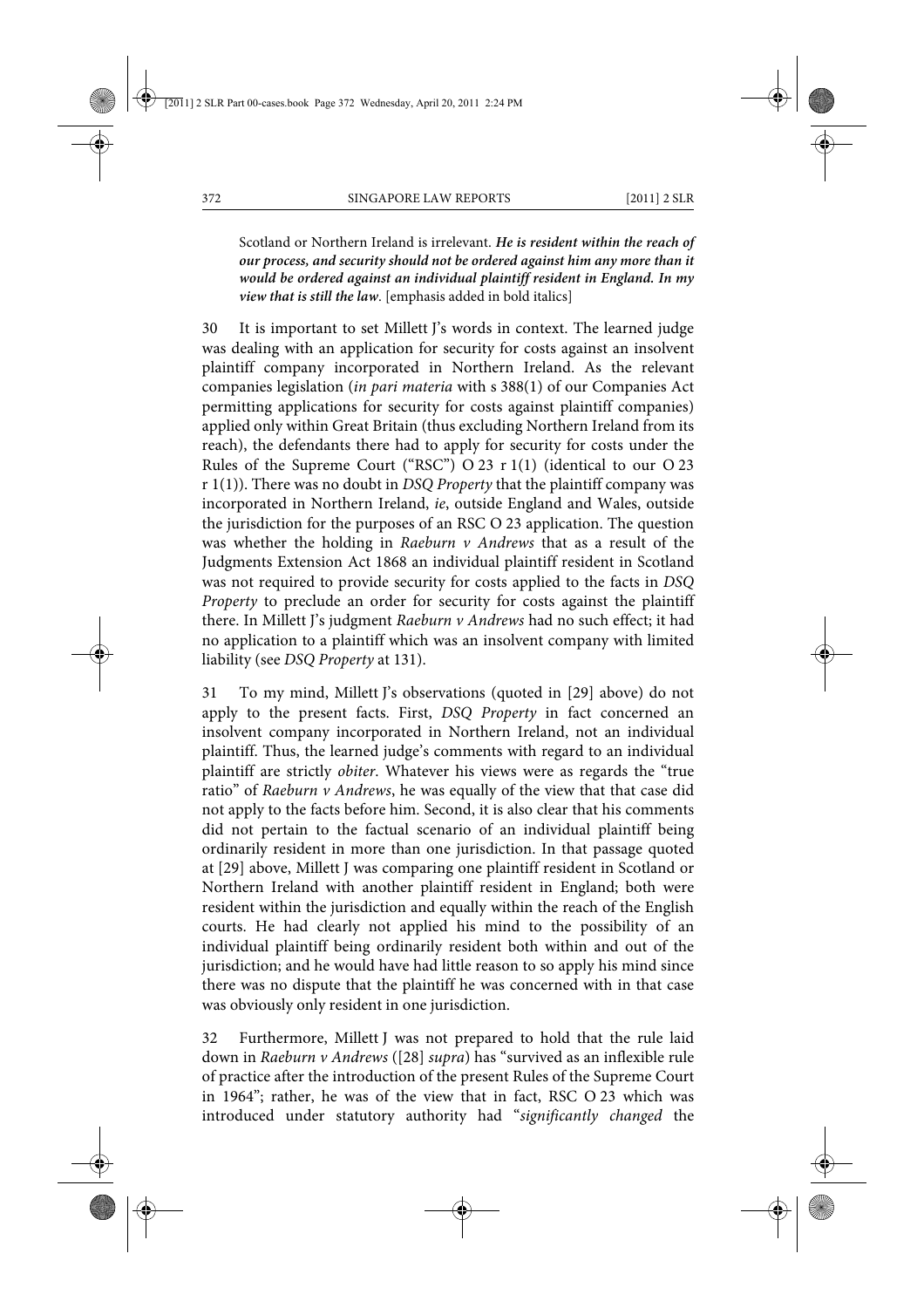Scotland or Northern Ireland is irrelevant. ***He is resident within the reach of our process, and security should not be ordered against him any more than it would be ordered against an individual plaintiff resident in England. In my view that is still the law.*** [emphasis added in bold italics]

30 It is important to set Millett J's words in context. The learned judge was dealing with an application for security for costs against an insolvent plaintiff company incorporated in Northern Ireland. As the relevant companies legislation (*in pari materia* with s 388(1) of our Companies Act permitting applications for security for costs against plaintiff companies) applied only within Great Britain (thus excluding Northern Ireland from its reach), the defendants there had to apply for security for costs under the Rules of the Supreme Court ("RSC") O 23 r 1(1) (identical to our O 23 r 1(1)). There was no doubt in *DSQ Property* that the plaintiff company was incorporated in Northern Ireland, *ie*, outside England and Wales, outside the jurisdiction for the purposes of an RSC O 23 application. The question was whether the holding in *Raeburn v Andrews* that as a result of the Judgments Extension Act 1868 an individual plaintiff resident in Scotland was not required to provide security for costs applied to the facts in *DSQ Property* to preclude an order for security for costs against the plaintiff there. In Millett J's judgment *Raeburn v Andrews* had no such effect; it had no application to a plaintiff which was an insolvent company with limited liability (see *DSQ Property* at 131).

31 To my mind, Millett J's observations (quoted in [29] above) do not apply to the present facts. First, *DSQ Property* in fact concerned an insolvent company incorporated in Northern Ireland, not an individual plaintiff. Thus, the learned judge's comments with regard to an individual plaintiff are strictly *obiter*. Whatever his views were as regards the "true ratio" of *Raeburn v Andrews*, he was equally of the view that that case did not apply to the facts before him. Second, it is also clear that his comments did not pertain to the factual scenario of an individual plaintiff being ordinarily resident in more than one jurisdiction. In that passage quoted at [29] above, Millett J was comparing one plaintiff resident in Scotland or Northern Ireland with another plaintiff resident in England; both were resident within the jurisdiction and equally within the reach of the English courts. He had clearly not applied his mind to the possibility of an individual plaintiff being ordinarily resident both within and out of the jurisdiction; and he would have had little reason to so apply his mind since there was no dispute that the plaintiff he was concerned with in that case was obviously only resident in one jurisdiction.

32 Furthermore, Millett J was not prepared to hold that the rule laid down in *Raeburn v Andrews* ([28] *supra*) has "survived as an inflexible rule of practice after the introduction of the present Rules of the Supreme Court in 1964"; rather, he was of the view that in fact, RSC O 23 which was introduced under statutory authority had "*significantly changed* the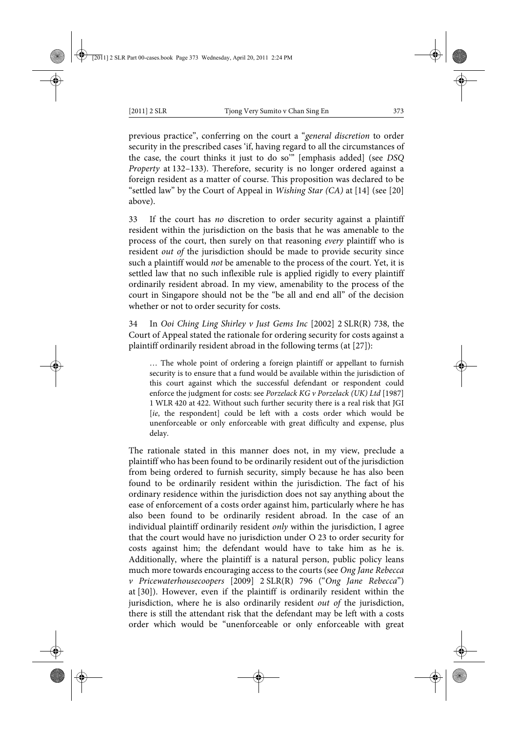previous practice", conferring on the court a "*general discretion* to order security in the prescribed cases 'if, having regard to all the circumstances of the case, the court thinks it just to do so'" [emphasis added] (see *DSQ Property* at 132–133). Therefore, security is no longer ordered against a foreign resident as a matter of course. This proposition was declared to be "settled law" by the Court of Appeal in *Wishing Star (CA)* at [14] (see [20] above).

33 If the court has *no* discretion to order security against a plaintiff resident within the jurisdiction on the basis that he was amenable to the process of the court, then surely on that reasoning *every* plaintiff who is resident *out of* the jurisdiction should be made to provide security since such a plaintiff would *not* be amenable to the process of the court. Yet, it is settled law that no such inflexible rule is applied rigidly to every plaintiff ordinarily resident abroad. In my view, amenability to the process of the court in Singapore should not be the "be all and end all" of the decision whether or not to order security for costs.

34 In *Ooi Ching Ling Shirley v Just Gems Inc* [2002] 2 SLR(R) 738, the Court of Appeal stated the rationale for ordering security for costs against a plaintiff ordinarily resident abroad in the following terms (at [27]):

> … The whole point of ordering a foreign plaintiff or appellant to furnish security is to ensure that a fund would be available within the jurisdiction of this court against which the successful defendant or respondent could enforce the judgment for costs: see *Porzelack KG v Porzelack (UK) Ltd* [1987] 1 WLR 420 at 422. Without such further security there is a real risk that JGI [*ie*, the respondent] could be left with a costs order which would be unenforceable or only enforceable with great difficulty and expense, plus delay.

The rationale stated in this manner does not, in my view, preclude a plaintiff who has been found to be ordinarily resident out of the jurisdiction from being ordered to furnish security, simply because he has also been found to be ordinarily resident within the jurisdiction. The fact of his ordinary residence within the jurisdiction does not say anything about the ease of enforcement of a costs order against him, particularly where he has also been found to be ordinarily resident abroad. In the case of an individual plaintiff ordinarily resident *only* within the jurisdiction, I agree that the court would have no jurisdiction under O 23 to order security for costs against him; the defendant would have to take him as he is. Additionally, where the plaintiff is a natural person, public policy leans much more towards encouraging access to the courts (see *Ong Jane Rebecca v Pricewaterhousecoopers* [2009] 2 SLR(R) 796 ("*Ong Jane Rebecca*") at [30]). However, even if the plaintiff is ordinarily resident within the jurisdiction, where he is also ordinarily resident *out of* the jurisdiction, there is still the attendant risk that the defendant may be left with a costs order which would be "unenforceable or only enforceable with great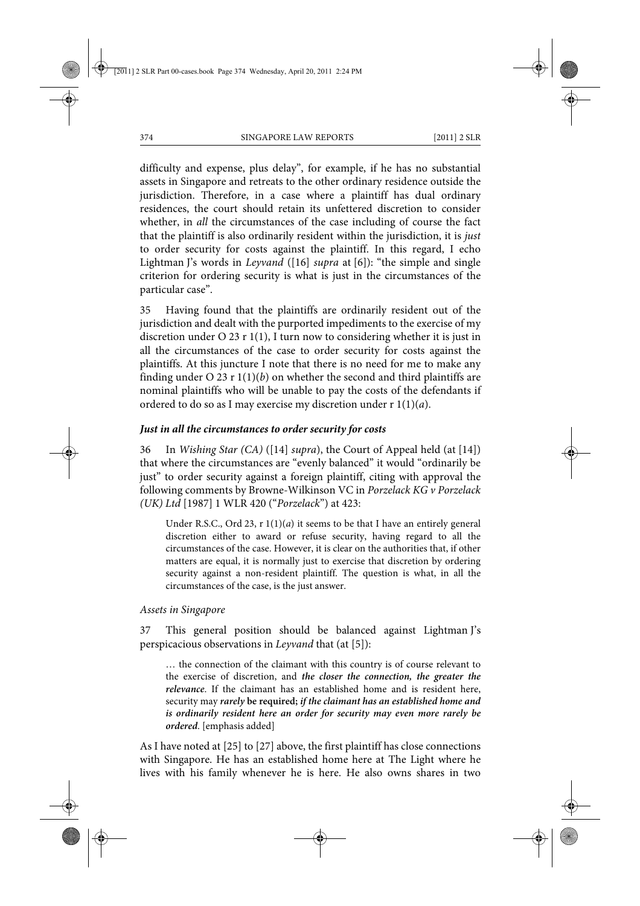difficulty and expense, plus delay", for example, if he has no substantial assets in Singapore and retreats to the other ordinary residence outside the jurisdiction. Therefore, in a case where a plaintiff has dual ordinary residences, the court should retain its unfettered discretion to consider whether, in *all* the circumstances of the case including of course the fact that the plaintiff is also ordinarily resident within the jurisdiction, it is *just* to order security for costs against the plaintiff. In this regard, I echo Lightman J's words in *Leyvand* ([16] *supra* at [6]): "the simple and single criterion for ordering security is what is just in the circumstances of the particular case".

35 Having found that the plaintiffs are ordinarily resident out of the jurisdiction and dealt with the purported impediments to the exercise of my discretion under O 23 r 1(1), I turn now to considering whether it is just in all the circumstances of the case to order security for costs against the plaintiffs. At this juncture I note that there is no need for me to make any finding under O 23 r 1(1)(*b*) on whether the second and third plaintiffs are nominal plaintiffs who will be unable to pay the costs of the defendants if ordered to do so as I may exercise my discretion under r 1(1)(*a*).

### *Just in all the circumstances to order security for costs*

36 In *Wishing Star (CA)* ([14] *supra*), the Court of Appeal held (at [14]) that where the circumstances are "evenly balanced" it would "ordinarily be just" to order security against a foreign plaintiff, citing with approval the following comments by Browne-Wilkinson VC in *Porzelack KG v Porzelack (UK) Ltd* [1987] 1 WLR 420 ("*Porzelack*") at 423:

> Under R.S.C., Ord 23, r 1(1)(*a*) it seems to be that I have an entirely general discretion either to award or refuse security, having regard to all the circumstances of the case. However, it is clear on the authorities that, if other matters are equal, it is normally just to exercise that discretion by ordering security against a non-resident plaintiff. The question is what, in all the circumstances of the case, is the just answer.

#### *Assets in Singapore*

37 This general position should be balanced against Lightman J's perspicacious observations in *Leyvand* that (at [5]):

> … the connection of the claimant with this country is of course relevant to the exercise of discretion, and ***the closer the connection, the greater the relevance***. If the claimant has an established home and is resident here, security may ***rarely*** **be required;** ***if the claimant has an established home and is ordinarily resident here an order for security may even more rarely be ordered***. [emphasis added]

As I have noted at [25] to [27] above, the first plaintiff has close connections with Singapore. He has an established home here at The Light where he lives with his family whenever he is here. He also owns shares in two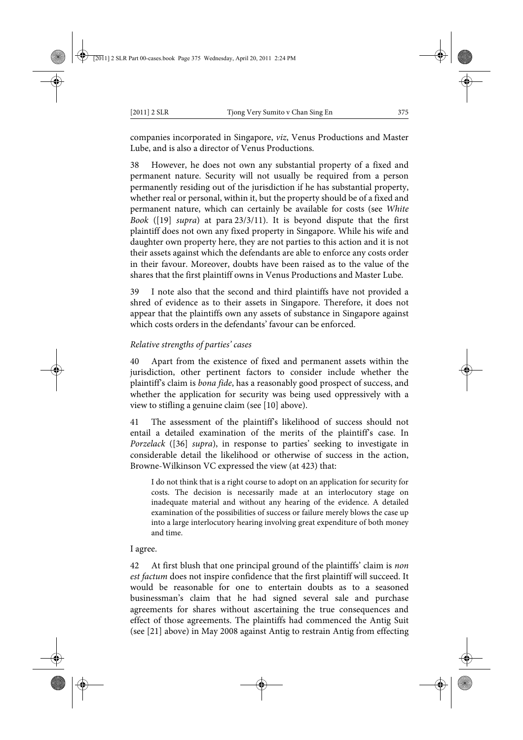companies incorporated in Singapore, *viz*, Venus Productions and Master Lube, and is also a director of Venus Productions.

38 However, he does not own any substantial property of a fixed and permanent nature. Security will not usually be required from a person permanently residing out of the jurisdiction if he has substantial property, whether real or personal, within it, but the property should be of a fixed and permanent nature, which can certainly be available for costs (see *White Book* ([19] *supra*) at para 23/3/11). It is beyond dispute that the first plaintiff does not own any fixed property in Singapore. While his wife and daughter own property here, they are not parties to this action and it is not their assets against which the defendants are able to enforce any costs order in their favour. Moreover, doubts have been raised as to the value of the shares that the first plaintiff owns in Venus Productions and Master Lube.

39 I note also that the second and third plaintiffs have not provided a shred of evidence as to their assets in Singapore. Therefore, it does not appear that the plaintiffs own any assets of substance in Singapore against which costs orders in the defendants' favour can be enforced.

*Relative strengths of parties' cases*

40 Apart from the existence of fixed and permanent assets within the jurisdiction, other pertinent factors to consider include whether the plaintiff's claim is *bona fide*, has a reasonably good prospect of success, and whether the application for security was being used oppressively with a view to stifling a genuine claim (see [10] above).

41 The assessment of the plaintiff's likelihood of success should not entail a detailed examination of the merits of the plaintiff's case. In *Porzelack* ([36] *supra*), in response to parties' seeking to investigate in considerable detail the likelihood or otherwise of success in the action, Browne-Wilkinson VC expressed the view (at 423) that:

> I do not think that is a right course to adopt on an application for security for costs. The decision is necessarily made at an interlocutory stage on inadequate material and without any hearing of the evidence. A detailed examination of the possibilities of success or failure merely blows the case up into a large interlocutory hearing involving great expenditure of both money and time.

I agree.

42 At first blush that one principal ground of the plaintiffs' claim is *non est factum* does not inspire confidence that the first plaintiff will succeed. It would be reasonable for one to entertain doubts as to a seasoned businessman's claim that he had signed several sale and purchase agreements for shares without ascertaining the true consequences and effect of those agreements. The plaintiffs had commenced the Antig Suit (see [21] above) in May 2008 against Antig to restrain Antig from effecting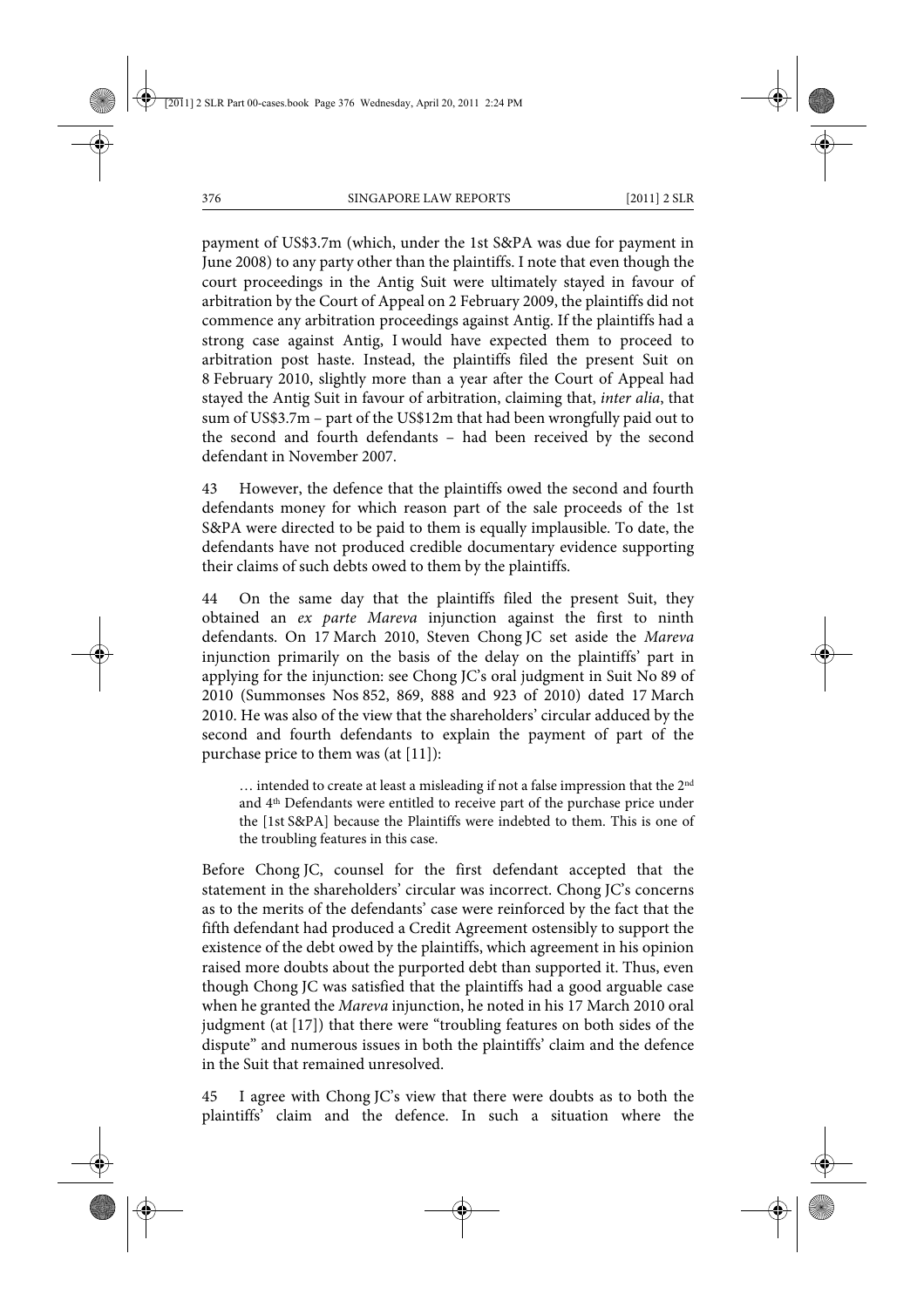payment of US$3.7m (which, under the 1st S&PA was due for payment in June 2008) to any party other than the plaintiffs. I note that even though the court proceedings in the Antig Suit were ultimately stayed in favour of arbitration by the Court of Appeal on 2 February 2009, the plaintiffs did not commence any arbitration proceedings against Antig. If the plaintiffs had a strong case against Antig, I would have expected them to proceed to arbitration post haste. Instead, the plaintiffs filed the present Suit on 8 February 2010, slightly more than a year after the Court of Appeal had stayed the Antig Suit in favour of arbitration, claiming that, *inter alia*, that sum of US$3.7m – part of the US$12m that had been wrongfully paid out to the second and fourth defendants – had been received by the second defendant in November 2007.

43 However, the defence that the plaintiffs owed the second and fourth defendants money for which reason part of the sale proceeds of the 1st S&PA were directed to be paid to them is equally implausible. To date, the defendants have not produced credible documentary evidence supporting their claims of such debts owed to them by the plaintiffs.

44 On the same day that the plaintiffs filed the present Suit, they obtained an *ex parte Mareva* injunction against the first to ninth defendants. On 17 March 2010, Steven Chong JC set aside the *Mareva* injunction primarily on the basis of the delay on the plaintiffs' part in applying for the injunction: see Chong JC's oral judgment in Suit No 89 of 2010 (Summonses Nos 852, 869, 888 and 923 of 2010) dated 17 March 2010. He was also of the view that the shareholders' circular adduced by the second and fourth defendants to explain the payment of part of the purchase price to them was (at [11]):

> … intended to create at least a misleading if not a false impression that the 2nd and 4th Defendants were entitled to receive part of the purchase price under the [1st S&PA] because the Plaintiffs were indebted to them. This is one of the troubling features in this case.

Before Chong JC, counsel for the first defendant accepted that the statement in the shareholders' circular was incorrect. Chong JC's concerns as to the merits of the defendants' case were reinforced by the fact that the fifth defendant had produced a Credit Agreement ostensibly to support the existence of the debt owed by the plaintiffs, which agreement in his opinion raised more doubts about the purported debt than supported it. Thus, even though Chong JC was satisfied that the plaintiffs had a good arguable case when he granted the *Mareva* injunction, he noted in his 17 March 2010 oral judgment (at [17]) that there were "troubling features on both sides of the dispute" and numerous issues in both the plaintiffs' claim and the defence in the Suit that remained unresolved.

45 I agree with Chong JC's view that there were doubts as to both the plaintiffs' claim and the defence. In such a situation where the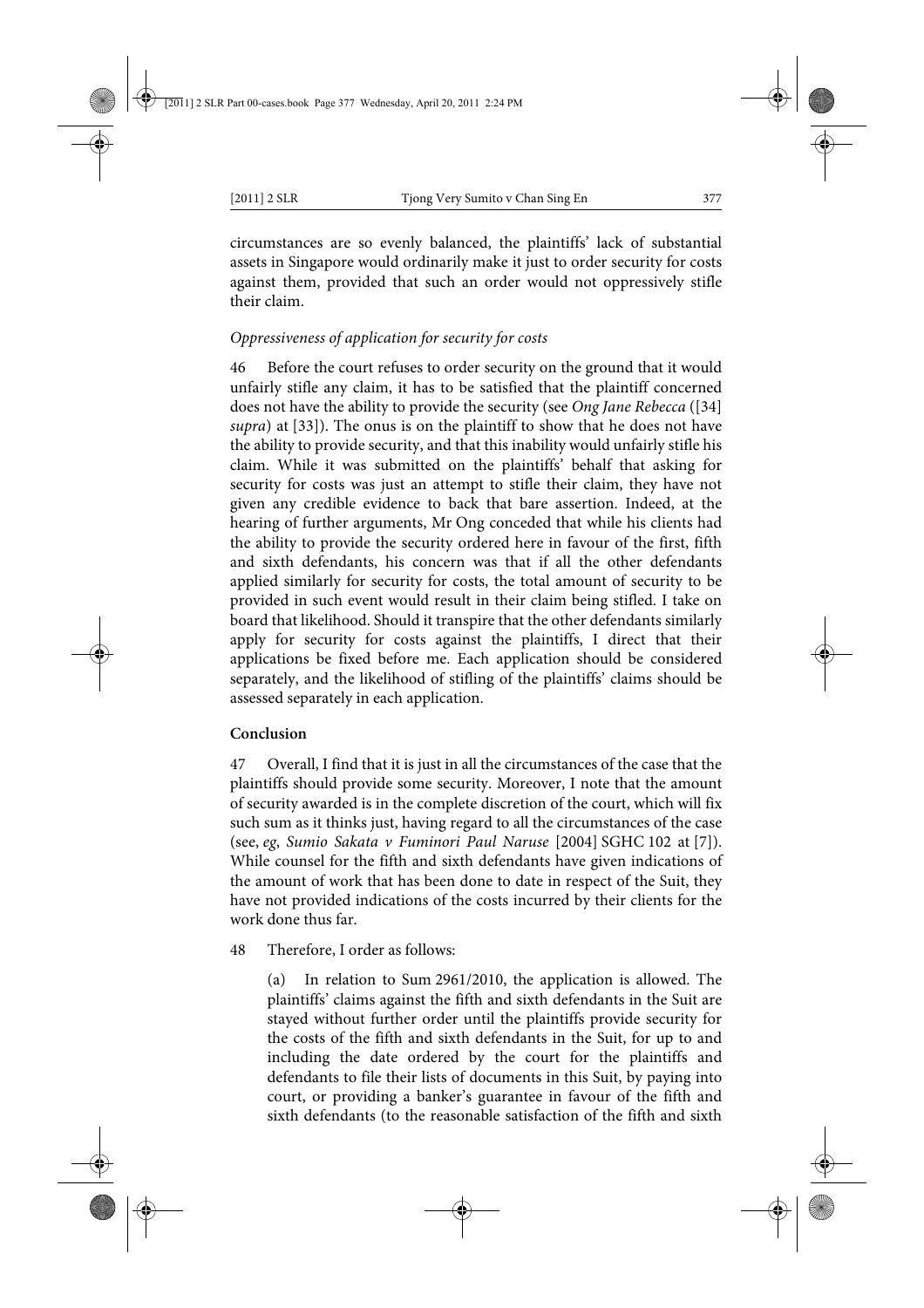circumstances are so evenly balanced, the plaintiffs' lack of substantial assets in Singapore would ordinarily make it just to order security for costs against them, provided that such an order would not oppressively stifle their claim.

*Oppressiveness of application for security for costs*

46 Before the court refuses to order security on the ground that it would unfairly stifle any claim, it has to be satisfied that the plaintiff concerned does not have the ability to provide the security (see *Ong Jane Rebecca* ([34] *supra*) at [33]). The onus is on the plaintiff to show that he does not have the ability to provide security, and that this inability would unfairly stifle his claim. While it was submitted on the plaintiffs' behalf that asking for security for costs was just an attempt to stifle their claim, they have not given any credible evidence to back that bare assertion. Indeed, at the hearing of further arguments, Mr Ong conceded that while his clients had the ability to provide the security ordered here in favour of the first, fifth and sixth defendants, his concern was that if all the other defendants applied similarly for security for costs, the total amount of security to be provided in such event would result in their claim being stifled. I take on board that likelihood. Should it transpire that the other defendants similarly apply for security for costs against the plaintiffs, I direct that their applications be fixed before me. Each application should be considered separately, and the likelihood of stifling of the plaintiffs' claims should be assessed separately in each application.

**Conclusion**

47 Overall, I find that it is just in all the circumstances of the case that the plaintiffs should provide some security. Moreover, I note that the amount of security awarded is in the complete discretion of the court, which will fix such sum as it thinks just, having regard to all the circumstances of the case (see, *eg*, *Sumio Sakata v Fuminori Paul Naruse* [2004] SGHC 102 at [7]). While counsel for the fifth and sixth defendants have given indications of the amount of work that has been done to date in respect of the Suit, they have not provided indications of the costs incurred by their clients for the work done thus far.

48 Therefore, I order as follows:

(a) In relation to Sum 2961/2010, the application is allowed. The plaintiffs' claims against the fifth and sixth defendants in the Suit are stayed without further order until the plaintiffs provide security for the costs of the fifth and sixth defendants in the Suit, for up to and including the date ordered by the court for the plaintiffs and defendants to file their lists of documents in this Suit, by paying into court, or providing a banker's guarantee in favour of the fifth and sixth defendants (to the reasonable satisfaction of the fifth and sixth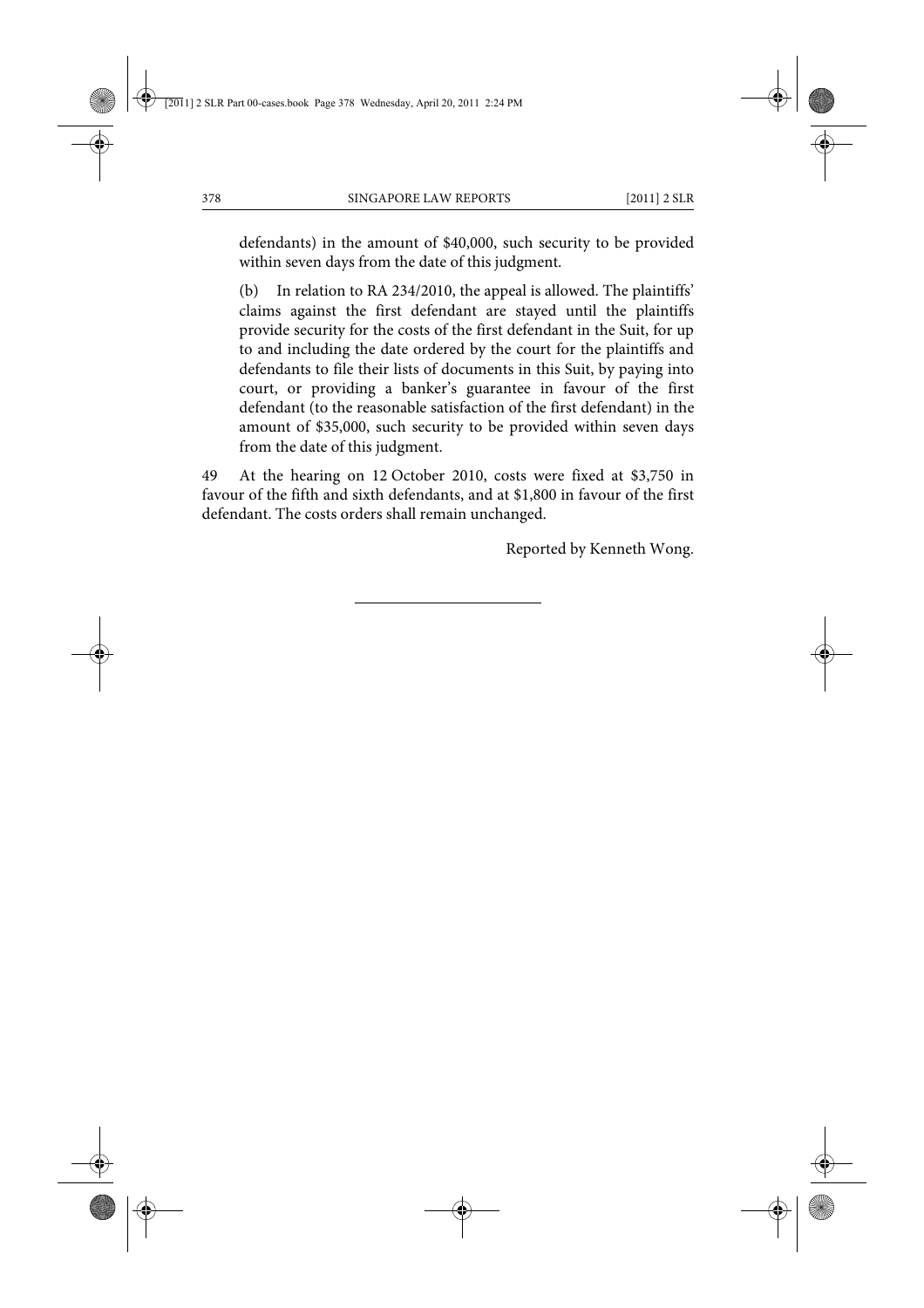defendants) in the amount of $40,000, such security to be provided within seven days from the date of this judgment.

(b) In relation to RA 234/2010, the appeal is allowed. The plaintiffs' claims against the first defendant are stayed until the plaintiffs provide security for the costs of the first defendant in the Suit, for up to and including the date ordered by the court for the plaintiffs and defendants to file their lists of documents in this Suit, by paying into court, or providing a banker's guarantee in favour of the first defendant (to the reasonable satisfaction of the first defendant) in the amount of $35,000, such security to be provided within seven days from the date of this judgment.

49 At the hearing on 12 October 2010, costs were fixed at $3,750 in favour of the fifth and sixth defendants, and at $1,800 in favour of the first defendant. The costs orders shall remain unchanged.

Reported by Kenneth Wong.